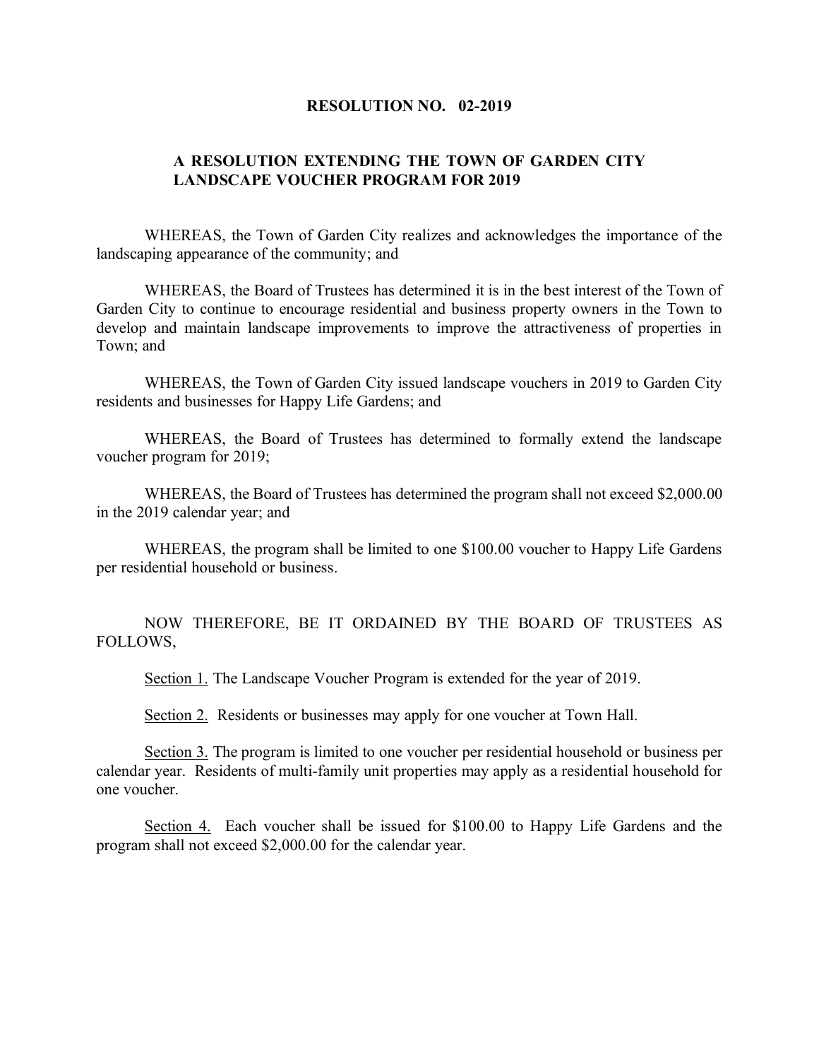# RESOLUTION NO. 02-2019

## A RESOLUTION EXTENDING THE TOWN OF GARDEN CITY LANDSCAPE VOUCHER PROGRAM FOR 2019

WHEREAS, the Town of Garden City realizes and acknowledges the importance of the landscaping appearance of the community; and

WHEREAS, the Board of Trustees has determined it is in the best interest of the Town of Garden City to continue to encourage residential and business property owners in the Town to develop and maintain landscape improvements to improve the attractiveness of properties in Town; and

WHEREAS, the Town of Garden City issued landscape vouchers in 2019 to Garden City residents and businesses for Happy Life Gardens; and

WHEREAS, the Board of Trustees has determined to formally extend the landscape voucher program for 2019;

WHEREAS, the Board of Trustees has determined the program shall not exceed $2,000.00 in the 2019 calendar year; and

WHEREAS, the program shall be limited to one $100.00 voucher to Happy Life Gardens per residential household or business.

NOW THEREFORE, BE IT ORDAINED BY THE BOARD OF TRUSTEES AS FOLLOWS,

Section 1. The Landscape Voucher Program is extended for the year of 2019.

Section 2. Residents or businesses may apply for one voucher at Town Hall.

Section 3. The program is limited to one voucher per residential household or business per calendar year. Residents of multi-family unit properties may apply as a residential household for one voucher.

Section 4. Each voucher shall be issued for $100.00 to Happy Life Gardens and the program shall not exceed $2,000.00 for the calendar year.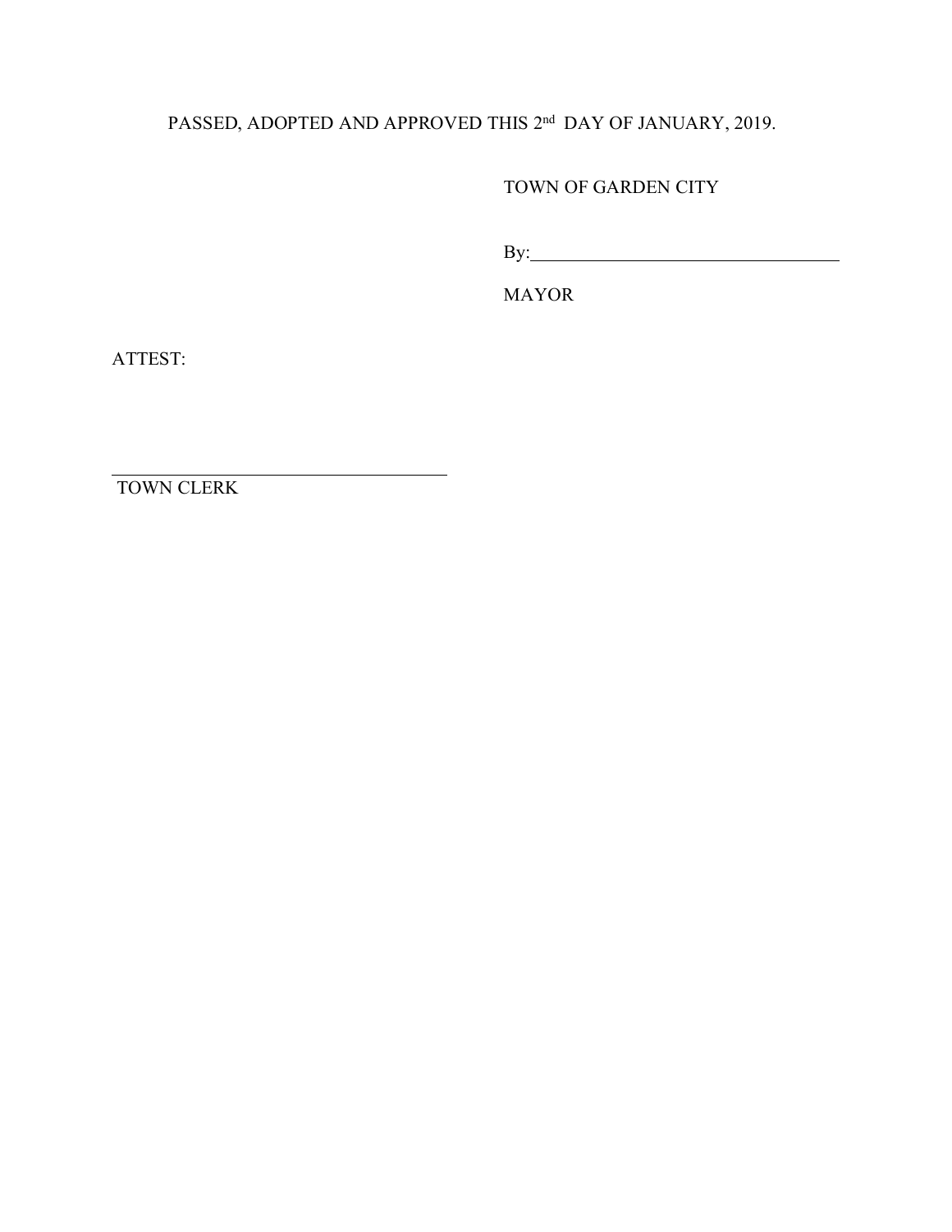PASSED, ADOPTED AND APPROVED THIS 2nd DAY OF JANUARY, 2019.

TOWN OF GARDEN CITY

By:\_\_\_\_\_\_\_\_\_\_\_\_\_\_\_\_\_\_\_\_\_\_\_\_\_\_\_\_\_\_\_\_\_\_

MAYOR

ATTEST:

\_\_\_\_\_\_\_\_\_\_\_\_\_\_\_\_\_\_\_\_\_\_\_\_\_\_\_\_\_\_\_\_\_\_

TOWN CLERK